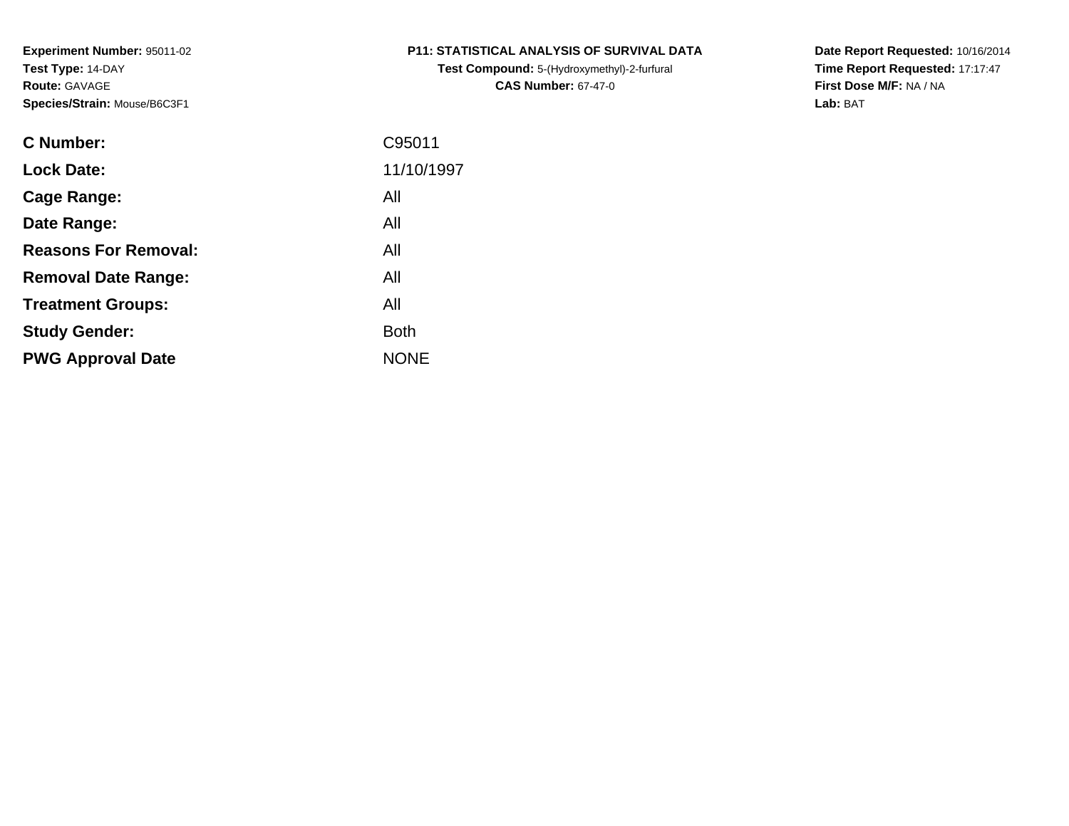**Experiment Number:** 95011-02
**Test Type:** 14-DAY
**Route:** GAVAGE
**Species/Strain:** Mouse/B6C3F1

**P11: STATISTICAL ANALYSIS OF SURVIVAL DATA**
**Test Compound:** 5-(Hydroxymethyl)-2-furfural
**CAS Number:** 67-47-0

**Date Report Requested:** 10/16/2014
**Time Report Requested:** 17:17:47
**First Dose M/F:** NA / NA
**Lab:** BAT

| | |
|---|---|
| **C Number:** | C95011 |
| **Lock Date:** | 11/10/1997 |
| **Cage Range:** | All |
| **Date Range:** | All |
| **Reasons For Removal:** | All |
| **Removal Date Range:** | All |
| **Treatment Groups:** | All |
| **Study Gender:** | Both |
| **PWG Approval Date** | NONE |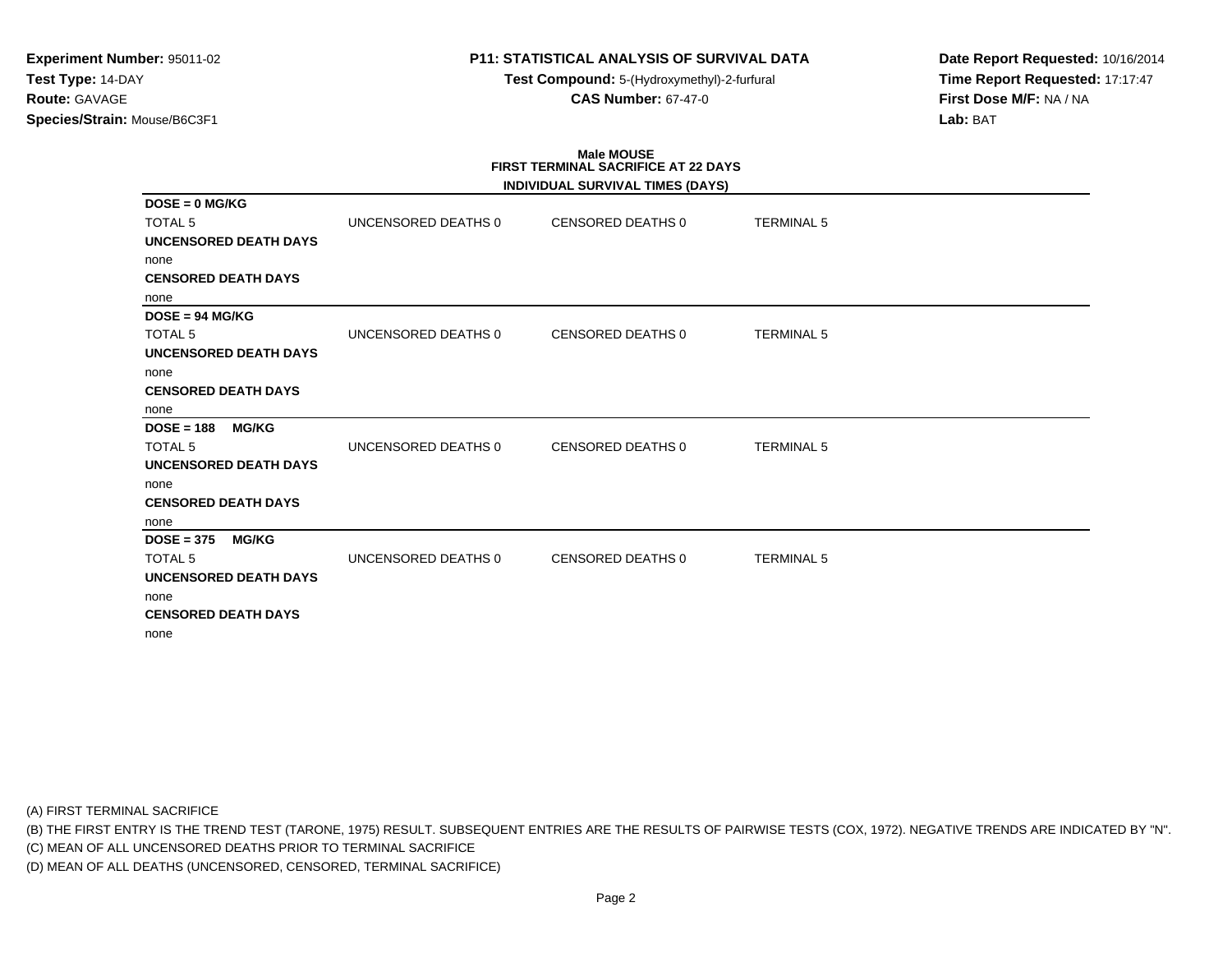**Experiment Number:** 95011-02
**Test Type:** 14-DAY
**Route:** GAVAGE
**Species/Strain:** Mouse/B6C3F1

**P11: STATISTICAL ANALYSIS OF SURVIVAL DATA**
**Test Compound:** 5-(Hydroxymethyl)-2-furfural
**CAS Number:** 67-47-0

**Date Report Requested:** 10/16/2014
**Time Report Requested:** 17:17:47
**First Dose M/F:** NA / NA
**Lab:** BAT

## Male MOUSE
## FIRST TERMINAL SACRIFICE AT 22 DAYS
### INDIVIDUAL SURVIVAL TIMES (DAYS)

**DOSE = 0 MG/KG**

| TOTAL 5 | UNCENSORED DEATHS 0 | CENSORED DEATHS 0 | TERMINAL 5 |
|---|---|---|---|

**UNCENSORED DEATH DAYS**
none
**CENSORED DEATH DAYS**
none

**DOSE = 94 MG/KG**

| TOTAL 5 | UNCENSORED DEATHS 0 | CENSORED DEATHS 0 | TERMINAL 5 |
|---|---|---|---|

**UNCENSORED DEATH DAYS**
none
**CENSORED DEATH DAYS**
none

**DOSE = 188 MG/KG**

| TOTAL 5 | UNCENSORED DEATHS 0 | CENSORED DEATHS 0 | TERMINAL 5 |
|---|---|---|---|

**UNCENSORED DEATH DAYS**
none
**CENSORED DEATH DAYS**
none

**DOSE = 375 MG/KG**

| TOTAL 5 | UNCENSORED DEATHS 0 | CENSORED DEATHS 0 | TERMINAL 5 |
|---|---|---|---|

**UNCENSORED DEATH DAYS**
none
**CENSORED DEATH DAYS**
none

(A) FIRST TERMINAL SACRIFICE
(B) THE FIRST ENTRY IS THE TREND TEST (TARONE, 1975) RESULT. SUBSEQUENT ENTRIES ARE THE RESULTS OF PAIRWISE TESTS (COX, 1972). NEGATIVE TRENDS ARE INDICATED BY "N".
(C) MEAN OF ALL UNCENSORED DEATHS PRIOR TO TERMINAL SACRIFICE
(D) MEAN OF ALL DEATHS (UNCENSORED, CENSORED, TERMINAL SACRIFICE)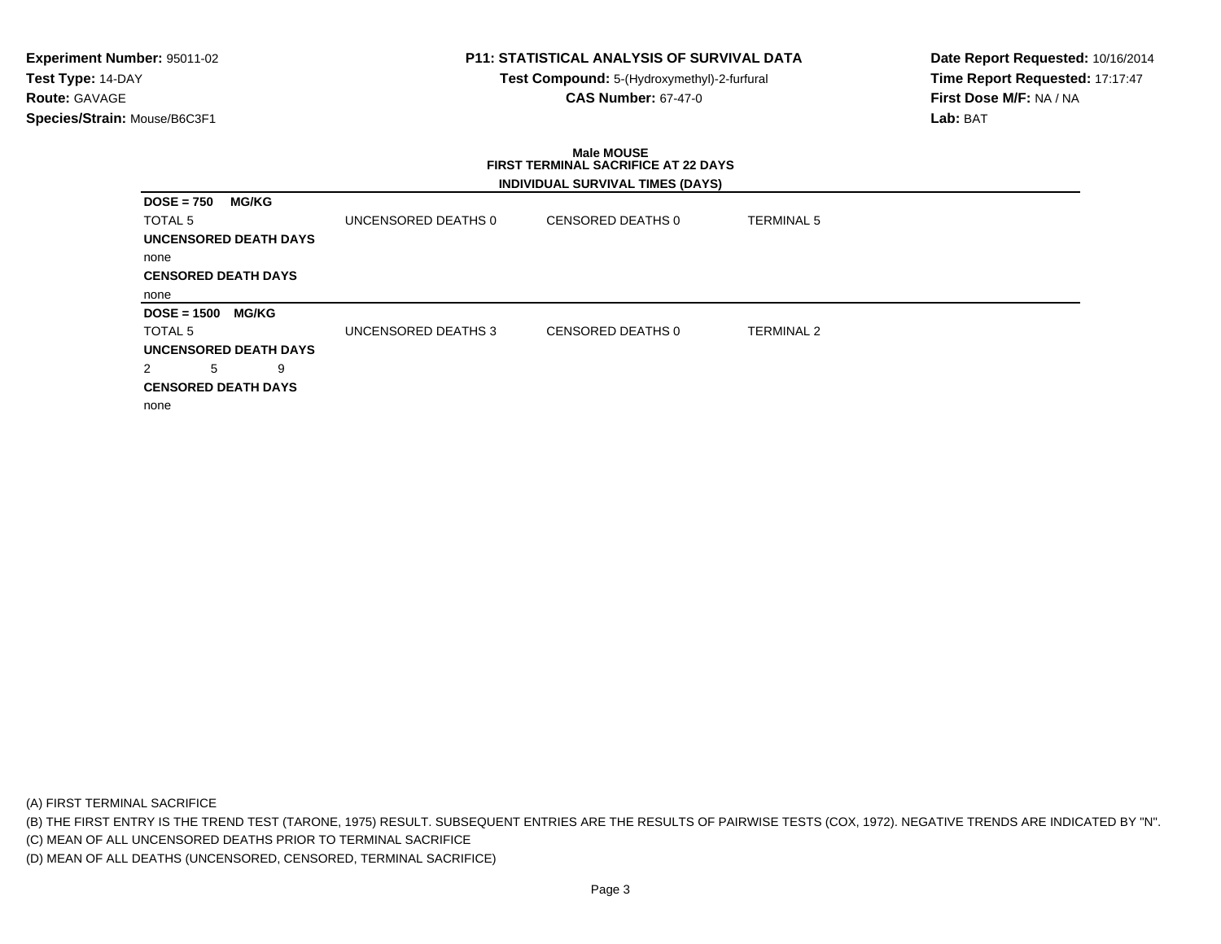**Experiment Number:** 95011-02
**Test Type:** 14-DAY
**Route:** GAVAGE
**Species/Strain:** Mouse/B6C3F1

**P11: STATISTICAL ANALYSIS OF SURVIVAL DATA**
**Test Compound:** 5-(Hydroxymethyl)-2-furfural
**CAS Number:** 67-47-0

**Date Report Requested:** 10/16/2014
**Time Report Requested:** 17:17:47
**First Dose M/F:** NA / NA
**Lab:** BAT

### Male MOUSE
### FIRST TERMINAL SACRIFICE AT 22 DAYS

**INDIVIDUAL SURVIVAL TIMES (DAYS)**

**DOSE = 750 MG/KG**

| TOTAL 5 | UNCENSORED DEATHS 0 | CENSORED DEATHS 0 | TERMINAL 5 |
|---|---|---|---|

**UNCENSORED DEATH DAYS**

none

**CENSORED DEATH DAYS**

none

**DOSE = 1500 MG/KG**

| TOTAL 5 | UNCENSORED DEATHS 3 | CENSORED DEATHS 0 | TERMINAL 2 |
|---|---|---|---|

**UNCENSORED DEATH DAYS**

2 5 9

**CENSORED DEATH DAYS**

none

(A) FIRST TERMINAL SACRIFICE
(B) THE FIRST ENTRY IS THE TREND TEST (TARONE, 1975) RESULT. SUBSEQUENT ENTRIES ARE THE RESULTS OF PAIRWISE TESTS (COX, 1972). NEGATIVE TRENDS ARE INDICATED BY "N".
(C) MEAN OF ALL UNCENSORED DEATHS PRIOR TO TERMINAL SACRIFICE
(D) MEAN OF ALL DEATHS (UNCENSORED, CENSORED, TERMINAL SACRIFICE)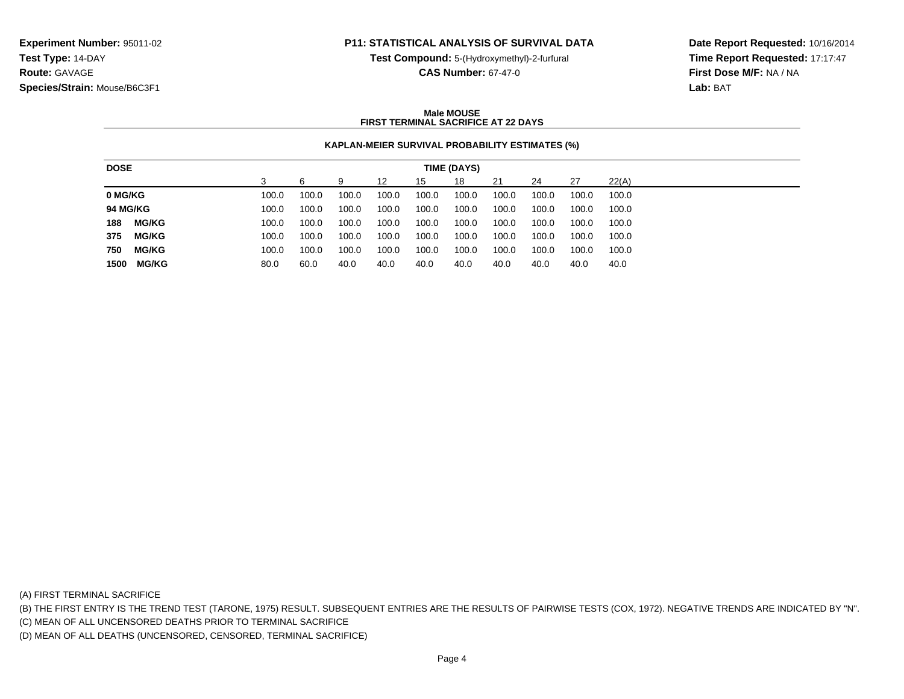**Experiment Number:** 95011-02
**Test Type:** 14-DAY
**Route:** GAVAGE
**Species/Strain:** Mouse/B6C3F1

## P11: STATISTICAL ANALYSIS OF SURVIVAL DATA

**Test Compound:** 5-(Hydroxymethyl)-2-furfural
**CAS Number:** 67-47-0

**Date Report Requested:** 10/16/2014
**Time Report Requested:** 17:17:47
**First Dose M/F:** NA / NA
**Lab:** BAT

### Male MOUSE
### FIRST TERMINAL SACRIFICE AT 22 DAYS

#### KAPLAN-MEIER SURVIVAL PROBABILITY ESTIMATES (%)

| DOSE | TIME (DAYS) | | | | | | | | | |
|---|---|---|---|---|---|---|---|---|---|---|
| | 3 | 6 | 9 | 12 | 15 | 18 | 21 | 24 | 27 | 22(A) |
| **0 MG/KG** | 100.0 | 100.0 | 100.0 | 100.0 | 100.0 | 100.0 | 100.0 | 100.0 | 100.0 | 100.0 |
| **94 MG/KG** | 100.0 | 100.0 | 100.0 | 100.0 | 100.0 | 100.0 | 100.0 | 100.0 | 100.0 | 100.0 |
| **188 MG/KG** | 100.0 | 100.0 | 100.0 | 100.0 | 100.0 | 100.0 | 100.0 | 100.0 | 100.0 | 100.0 |
| **375 MG/KG** | 100.0 | 100.0 | 100.0 | 100.0 | 100.0 | 100.0 | 100.0 | 100.0 | 100.0 | 100.0 |
| **750 MG/KG** | 100.0 | 100.0 | 100.0 | 100.0 | 100.0 | 100.0 | 100.0 | 100.0 | 100.0 | 100.0 |
| **1500 MG/KG** | 80.0 | 60.0 | 40.0 | 40.0 | 40.0 | 40.0 | 40.0 | 40.0 | 40.0 | 40.0 |

(A) FIRST TERMINAL SACRIFICE
(B) THE FIRST ENTRY IS THE TREND TEST (TARONE, 1975) RESULT. SUBSEQUENT ENTRIES ARE THE RESULTS OF PAIRWISE TESTS (COX, 1972). NEGATIVE TRENDS ARE INDICATED BY "N".
(C) MEAN OF ALL UNCENSORED DEATHS PRIOR TO TERMINAL SACRIFICE
(D) MEAN OF ALL DEATHS (UNCENSORED, CENSORED, TERMINAL SACRIFICE)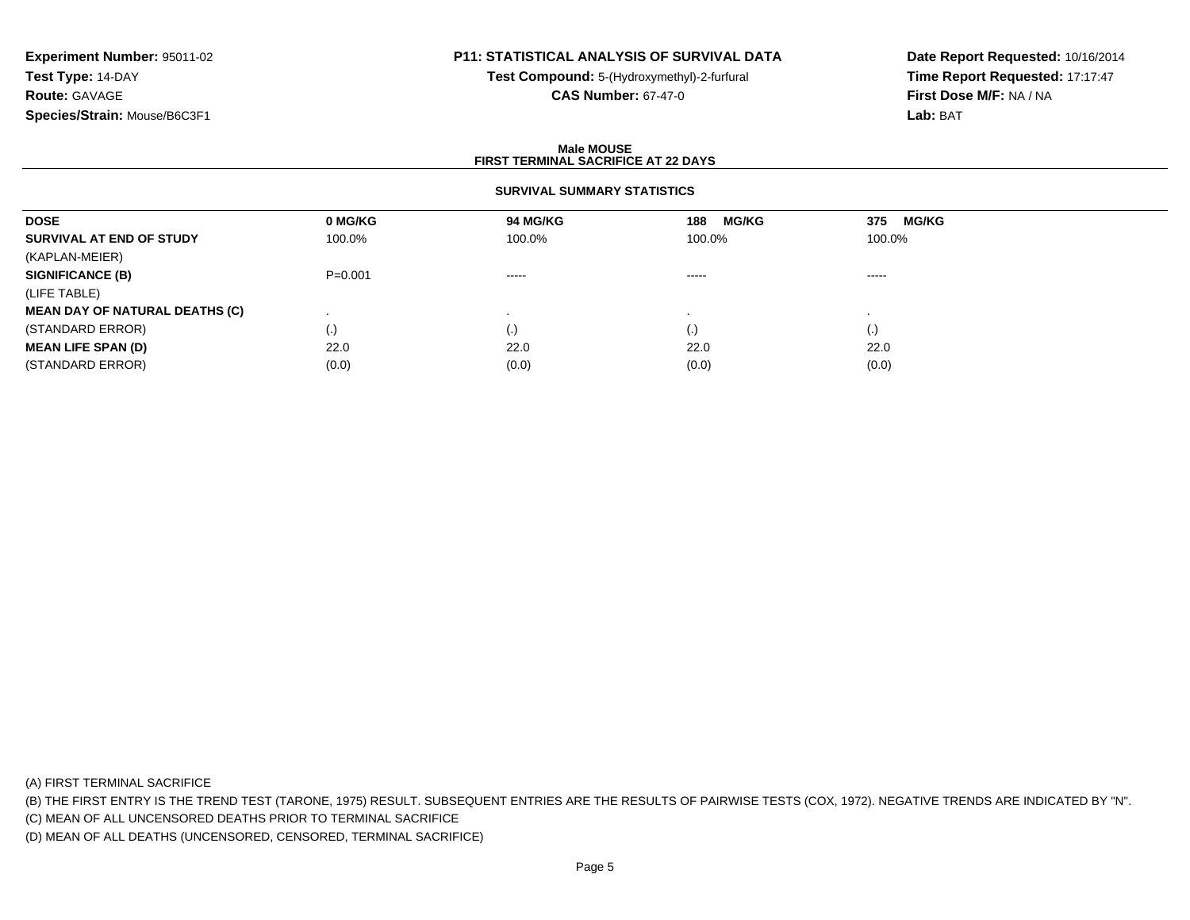**Experiment Number:** 95011-02
**Test Type:** 14-DAY
**Route:** GAVAGE
**Species/Strain:** Mouse/B6C3F1

**P11: STATISTICAL ANALYSIS OF SURVIVAL DATA**
**Test Compound:** 5-(Hydroxymethyl)-2-furfural
**CAS Number:** 67-47-0

**Date Report Requested:** 10/16/2014
**Time Report Requested:** 17:17:47
**First Dose M/F:** NA / NA
**Lab:** BAT

## Male MOUSE
## FIRST TERMINAL SACRIFICE AT 22 DAYS

### SURVIVAL SUMMARY STATISTICS

| DOSE | 0 MG/KG | 94 MG/KG | 188 MG/KG | 375 MG/KG |
|---|---|---|---|---|
| **SURVIVAL AT END OF STUDY** | 100.0% | 100.0% | 100.0% | 100.0% |
| (KAPLAN-MEIER) | | | | |
| **SIGNIFICANCE (B)** | P=0.001 | ----- | ----- | ----- |
| (LIFE TABLE) | | | | |
| **MEAN DAY OF NATURAL DEATHS (C)** | . | . | . | . |
| (STANDARD ERROR) | (.) | (.) | (.) | (.) |
| **MEAN LIFE SPAN (D)** | 22.0 | 22.0 | 22.0 | 22.0 |
| (STANDARD ERROR) | (0.0) | (0.0) | (0.0) | (0.0) |

(A) FIRST TERMINAL SACRIFICE
(B) THE FIRST ENTRY IS THE TREND TEST (TARONE, 1975) RESULT. SUBSEQUENT ENTRIES ARE THE RESULTS OF PAIRWISE TESTS (COX, 1972). NEGATIVE TRENDS ARE INDICATED BY "N".
(C) MEAN OF ALL UNCENSORED DEATHS PRIOR TO TERMINAL SACRIFICE
(D) MEAN OF ALL DEATHS (UNCENSORED, CENSORED, TERMINAL SACRIFICE)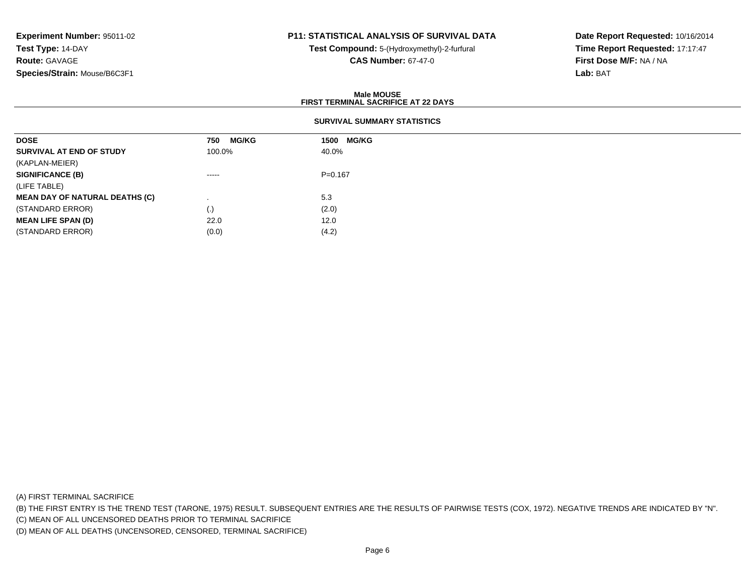**Experiment Number:** 95011-02
**Test Type:** 14-DAY
**Route:** GAVAGE
**Species/Strain:** Mouse/B6C3F1

**P11: STATISTICAL ANALYSIS OF SURVIVAL DATA**
**Test Compound:** 5-(Hydroxymethyl)-2-furfural
**CAS Number:** 67-47-0

**Date Report Requested:** 10/16/2014
**Time Report Requested:** 17:17:47
**First Dose M/F:** NA / NA
**Lab:** BAT

## Male MOUSE
## FIRST TERMINAL SACRIFICE AT 22 DAYS

### SURVIVAL SUMMARY STATISTICS

| DOSE | 750 MG/KG | 1500 MG/KG |
|---|---|---|
| **SURVIVAL AT END OF STUDY** | 100.0% | 40.0% |
| (KAPLAN-MEIER) | | |
| **SIGNIFICANCE (B)** | ----- | P=0.167 |
| (LIFE TABLE) | | |
| **MEAN DAY OF NATURAL DEATHS (C)** | . | 5.3 |
| (STANDARD ERROR) | (.) | (2.0) |
| **MEAN LIFE SPAN (D)** | 22.0 | 12.0 |
| (STANDARD ERROR) | (0.0) | (4.2) |

(A) FIRST TERMINAL SACRIFICE
(B) THE FIRST ENTRY IS THE TREND TEST (TARONE, 1975) RESULT. SUBSEQUENT ENTRIES ARE THE RESULTS OF PAIRWISE TESTS (COX, 1972). NEGATIVE TRENDS ARE INDICATED BY "N".
(C) MEAN OF ALL UNCENSORED DEATHS PRIOR TO TERMINAL SACRIFICE
(D) MEAN OF ALL DEATHS (UNCENSORED, CENSORED, TERMINAL SACRIFICE)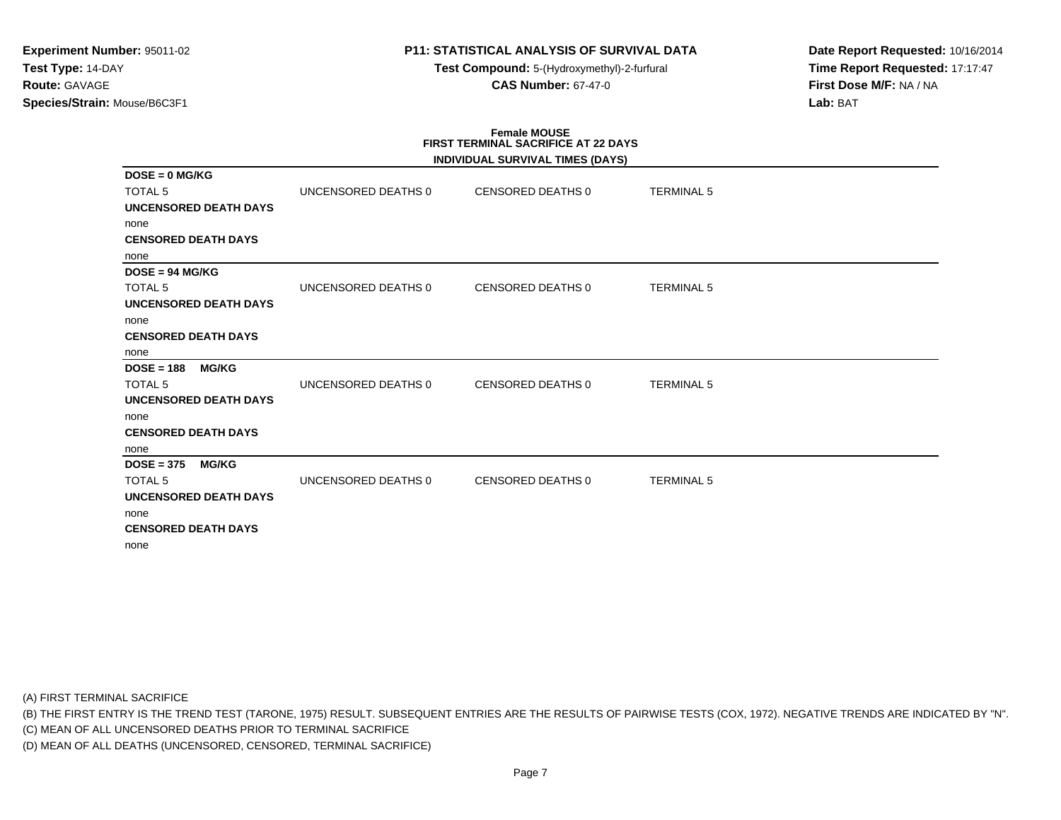**Experiment Number:** 95011-02
**Test Type:** 14-DAY
**Route:** GAVAGE
**Species/Strain:** Mouse/B6C3F1

**P11: STATISTICAL ANALYSIS OF SURVIVAL DATA**
**Test Compound:** 5-(Hydroxymethyl)-2-furfural
**CAS Number:** 67-47-0

**Date Report Requested:** 10/16/2014
**Time Report Requested:** 17:17:47
**First Dose M/F:** NA / NA
**Lab:** BAT

**Female MOUSE**
**FIRST TERMINAL SACRIFICE AT 22 DAYS**
**INDIVIDUAL SURVIVAL TIMES (DAYS)**

**DOSE = 0 MG/KG**

TOTAL 5 | UNCENSORED DEATHS 0 | CENSORED DEATHS 0 | TERMINAL 5

**UNCENSORED DEATH DAYS**
none
**CENSORED DEATH DAYS**
none

**DOSE = 94 MG/KG**

TOTAL 5 | UNCENSORED DEATHS 0 | CENSORED DEATHS 0 | TERMINAL 5

**UNCENSORED DEATH DAYS**
none
**CENSORED DEATH DAYS**
none

**DOSE = 188 MG/KG**

TOTAL 5 | UNCENSORED DEATHS 0 | CENSORED DEATHS 0 | TERMINAL 5

**UNCENSORED DEATH DAYS**
none
**CENSORED DEATH DAYS**
none

**DOSE = 375 MG/KG**

TOTAL 5 | UNCENSORED DEATHS 0 | CENSORED DEATHS 0 | TERMINAL 5

**UNCENSORED DEATH DAYS**
none
**CENSORED DEATH DAYS**
none

(A) FIRST TERMINAL SACRIFICE
(B) THE FIRST ENTRY IS THE TREND TEST (TARONE, 1975) RESULT. SUBSEQUENT ENTRIES ARE THE RESULTS OF PAIRWISE TESTS (COX, 1972). NEGATIVE TRENDS ARE INDICATED BY "N".
(C) MEAN OF ALL UNCENSORED DEATHS PRIOR TO TERMINAL SACRIFICE
(D) MEAN OF ALL DEATHS (UNCENSORED, CENSORED, TERMINAL SACRIFICE)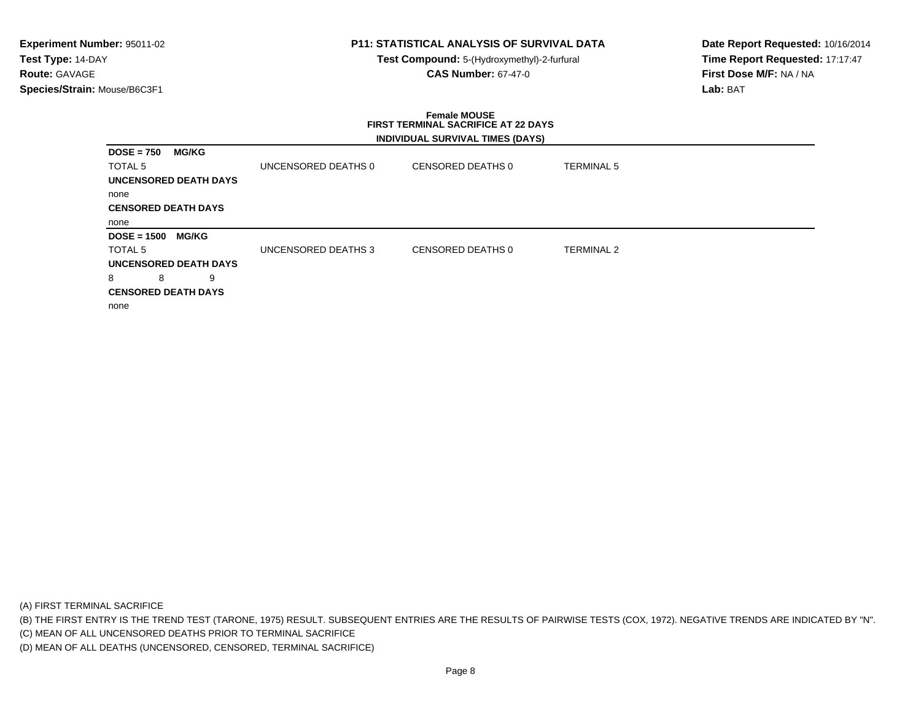**Experiment Number:** 95011-02
**Test Type:** 14-DAY
**Route:** GAVAGE
**Species/Strain:** Mouse/B6C3F1

**P11: STATISTICAL ANALYSIS OF SURVIVAL DATA**
**Test Compound:** 5-(Hydroxymethyl)-2-furfural
**CAS Number:** 67-47-0

**Date Report Requested:** 10/16/2014
**Time Report Requested:** 17:17:47
**First Dose M/F:** NA / NA
**Lab:** BAT

**Female MOUSE**
**FIRST TERMINAL SACRIFICE AT 22 DAYS**
**INDIVIDUAL SURVIVAL TIMES (DAYS)**

**DOSE = 750 MG/KG**

| TOTAL 5 | UNCENSORED DEATHS 0 | CENSORED DEATHS 0 | TERMINAL 5 |
|---|---|---|---|

**UNCENSORED DEATH DAYS**

none

**CENSORED DEATH DAYS**

none

**DOSE = 1500 MG/KG**

| TOTAL 5 | UNCENSORED DEATHS 3 | CENSORED DEATHS 0 | TERMINAL 2 |
|---|---|---|---|

**UNCENSORED DEATH DAYS**

8 8 9

**CENSORED DEATH DAYS**

none

(A) FIRST TERMINAL SACRIFICE
(B) THE FIRST ENTRY IS THE TREND TEST (TARONE, 1975) RESULT. SUBSEQUENT ENTRIES ARE THE RESULTS OF PAIRWISE TESTS (COX, 1972). NEGATIVE TRENDS ARE INDICATED BY "N".
(C) MEAN OF ALL UNCENSORED DEATHS PRIOR TO TERMINAL SACRIFICE
(D) MEAN OF ALL DEATHS (UNCENSORED, CENSORED, TERMINAL SACRIFICE)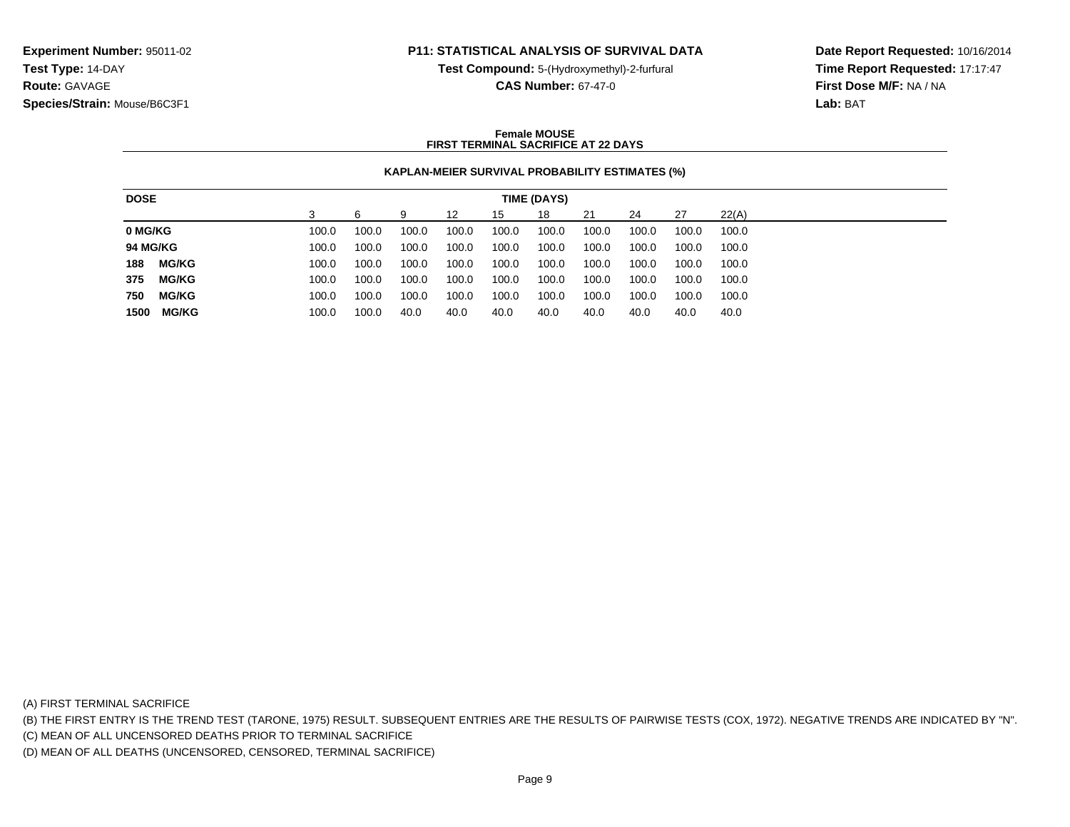**Experiment Number:** 95011-02
**Test Type:** 14-DAY
**Route:** GAVAGE
**Species/Strain:** Mouse/B6C3F1

**P11: STATISTICAL ANALYSIS OF SURVIVAL DATA**
**Test Compound:** 5-(Hydroxymethyl)-2-furfural
**CAS Number:** 67-47-0

**Date Report Requested:** 10/16/2014
**Time Report Requested:** 17:17:47
**First Dose M/F:** NA / NA
**Lab:** BAT

**Female MOUSE**
**FIRST TERMINAL SACRIFICE AT 22 DAYS**

**KAPLAN-MEIER SURVIVAL PROBABILITY ESTIMATES (%)**

| DOSE | TIME (DAYS) | | | | | | | | | |
|---|---|---|---|---|---|---|---|---|---|---|
| | 3 | 6 | 9 | 12 | 15 | 18 | 21 | 24 | 27 | 22(A) |
| **0 MG/KG** | 100.0 | 100.0 | 100.0 | 100.0 | 100.0 | 100.0 | 100.0 | 100.0 | 100.0 | 100.0 |
| **94 MG/KG** | 100.0 | 100.0 | 100.0 | 100.0 | 100.0 | 100.0 | 100.0 | 100.0 | 100.0 | 100.0 |
| **188 MG/KG** | 100.0 | 100.0 | 100.0 | 100.0 | 100.0 | 100.0 | 100.0 | 100.0 | 100.0 | 100.0 |
| **375 MG/KG** | 100.0 | 100.0 | 100.0 | 100.0 | 100.0 | 100.0 | 100.0 | 100.0 | 100.0 | 100.0 |
| **750 MG/KG** | 100.0 | 100.0 | 100.0 | 100.0 | 100.0 | 100.0 | 100.0 | 100.0 | 100.0 | 100.0 |
| **1500 MG/KG** | 100.0 | 100.0 | 40.0 | 40.0 | 40.0 | 40.0 | 40.0 | 40.0 | 40.0 | 40.0 |

(A) FIRST TERMINAL SACRIFICE
(B) THE FIRST ENTRY IS THE TREND TEST (TARONE, 1975) RESULT. SUBSEQUENT ENTRIES ARE THE RESULTS OF PAIRWISE TESTS (COX, 1972). NEGATIVE TRENDS ARE INDICATED BY "N".
(C) MEAN OF ALL UNCENSORED DEATHS PRIOR TO TERMINAL SACRIFICE
(D) MEAN OF ALL DEATHS (UNCENSORED, CENSORED, TERMINAL SACRIFICE)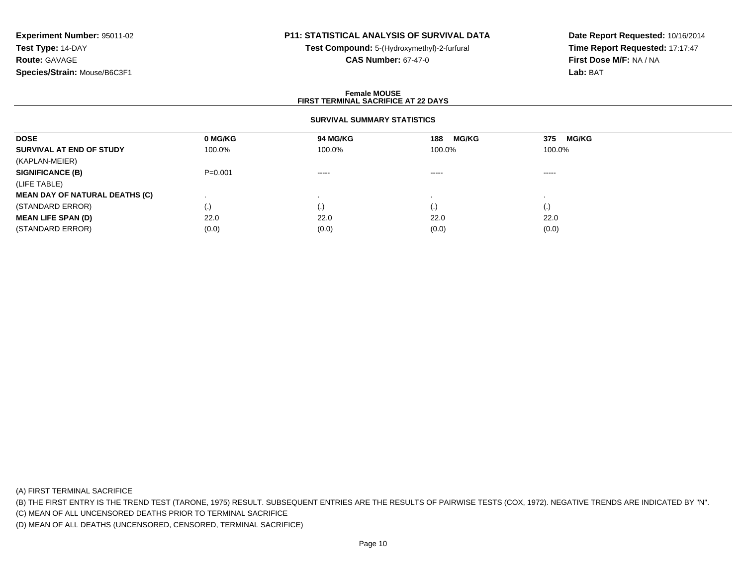**Experiment Number:** 95011-02
**Test Type:** 14-DAY
**Route:** GAVAGE
**Species/Strain:** Mouse/B6C3F1

**P11: STATISTICAL ANALYSIS OF SURVIVAL DATA**
**Test Compound:** 5-(Hydroxymethyl)-2-furfural
**CAS Number:** 67-47-0

**Date Report Requested:** 10/16/2014
**Time Report Requested:** 17:17:47
**First Dose M/F:** NA / NA
**Lab:** BAT

**Female MOUSE**
**FIRST TERMINAL SACRIFICE AT 22 DAYS**

**SURVIVAL SUMMARY STATISTICS**

| DOSE | 0 MG/KG | 94 MG/KG | 188 MG/KG | 375 MG/KG |
|---|---|---|---|---|
| **SURVIVAL AT END OF STUDY** | 100.0% | 100.0% | 100.0% | 100.0% |
| (KAPLAN-MEIER) | | | | |
| **SIGNIFICANCE (B)** | P=0.001 | ----- | ----- | ----- |
| (LIFE TABLE) | | | | |
| **MEAN DAY OF NATURAL DEATHS (C)** | . | . | . | . |
| (STANDARD ERROR) | (.) | (.) | (.) | (.) |
| **MEAN LIFE SPAN (D)** | 22.0 | 22.0 | 22.0 | 22.0 |
| (STANDARD ERROR) | (0.0) | (0.0) | (0.0) | (0.0) |

(A) FIRST TERMINAL SACRIFICE
(B) THE FIRST ENTRY IS THE TREND TEST (TARONE, 1975) RESULT. SUBSEQUENT ENTRIES ARE THE RESULTS OF PAIRWISE TESTS (COX, 1972). NEGATIVE TRENDS ARE INDICATED BY "N".
(C) MEAN OF ALL UNCENSORED DEATHS PRIOR TO TERMINAL SACRIFICE
(D) MEAN OF ALL DEATHS (UNCENSORED, CENSORED, TERMINAL SACRIFICE)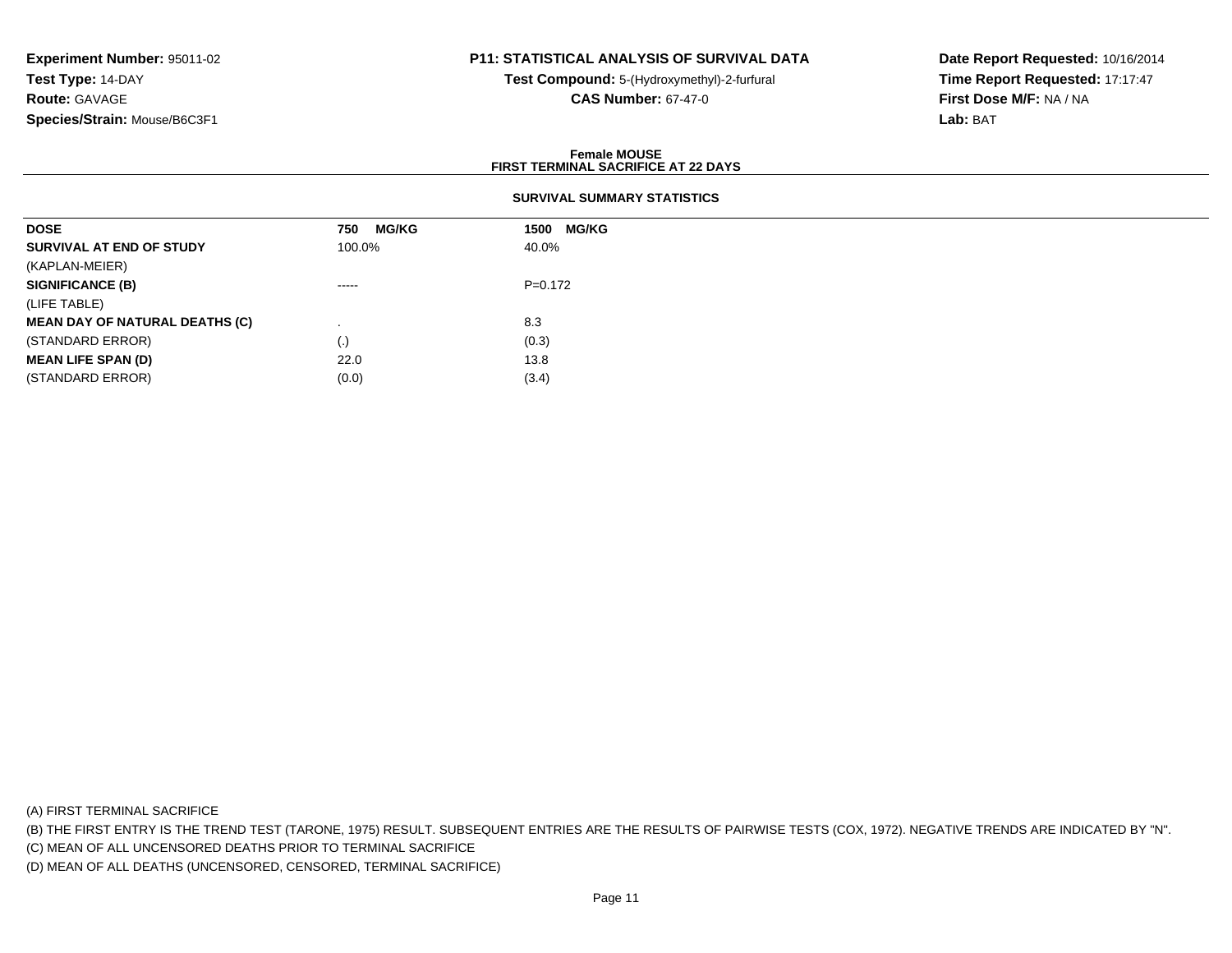**Experiment Number:** 95011-02
**Test Type:** 14-DAY
**Route:** GAVAGE
**Species/Strain:** Mouse/B6C3F1

**P11: STATISTICAL ANALYSIS OF SURVIVAL DATA**
**Test Compound:** 5-(Hydroxymethyl)-2-furfural
**CAS Number:** 67-47-0

**Date Report Requested:** 10/16/2014
**Time Report Requested:** 17:17:47
**First Dose M/F:** NA / NA
**Lab:** BAT

**Female MOUSE**
**FIRST TERMINAL SACRIFICE AT 22 DAYS**

**SURVIVAL SUMMARY STATISTICS**

| DOSE | 750 MG/KG | 1500 MG/KG |
|---|---|---|
| **SURVIVAL AT END OF STUDY** | 100.0% | 40.0% |
| (KAPLAN-MEIER) | | |
| **SIGNIFICANCE (B)** | ----- | P=0.172 |
| (LIFE TABLE) | | |
| **MEAN DAY OF NATURAL DEATHS (C)** | . | 8.3 |
| (STANDARD ERROR) | (.) | (0.3) |
| **MEAN LIFE SPAN (D)** | 22.0 | 13.8 |
| (STANDARD ERROR) | (0.0) | (3.4) |

(A) FIRST TERMINAL SACRIFICE
(B) THE FIRST ENTRY IS THE TREND TEST (TARONE, 1975) RESULT. SUBSEQUENT ENTRIES ARE THE RESULTS OF PAIRWISE TESTS (COX, 1972). NEGATIVE TRENDS ARE INDICATED BY "N".
(C) MEAN OF ALL UNCENSORED DEATHS PRIOR TO TERMINAL SACRIFICE
(D) MEAN OF ALL DEATHS (UNCENSORED, CENSORED, TERMINAL SACRIFICE)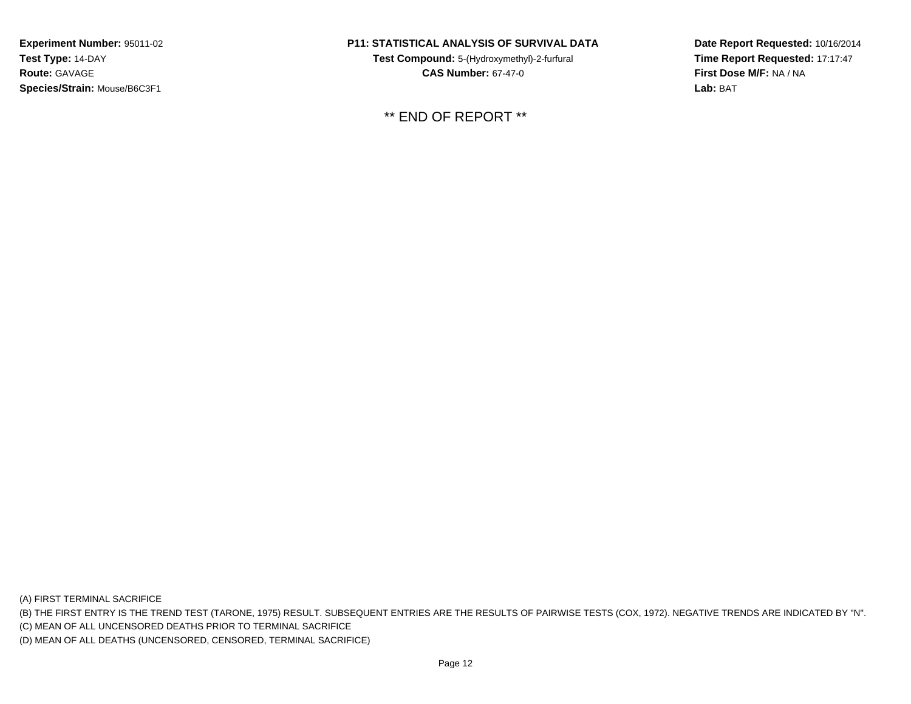**Experiment Number:** 95011-02
**Test Type:** 14-DAY
**Route:** GAVAGE
**Species/Strain:** Mouse/B6C3F1

**P11: STATISTICAL ANALYSIS OF SURVIVAL DATA**
**Test Compound:** 5-(Hydroxymethyl)-2-furfural
**CAS Number:** 67-47-0

**Date Report Requested:** 10/16/2014
**Time Report Requested:** 17:17:47
**First Dose M/F:** NA / NA
**Lab:** BAT

** END OF REPORT **

(A) FIRST TERMINAL SACRIFICE
(B) THE FIRST ENTRY IS THE TREND TEST (TARONE, 1975) RESULT. SUBSEQUENT ENTRIES ARE THE RESULTS OF PAIRWISE TESTS (COX, 1972). NEGATIVE TRENDS ARE INDICATED BY "N".
(C) MEAN OF ALL UNCENSORED DEATHS PRIOR TO TERMINAL SACRIFICE
(D) MEAN OF ALL DEATHS (UNCENSORED, CENSORED, TERMINAL SACRIFICE)